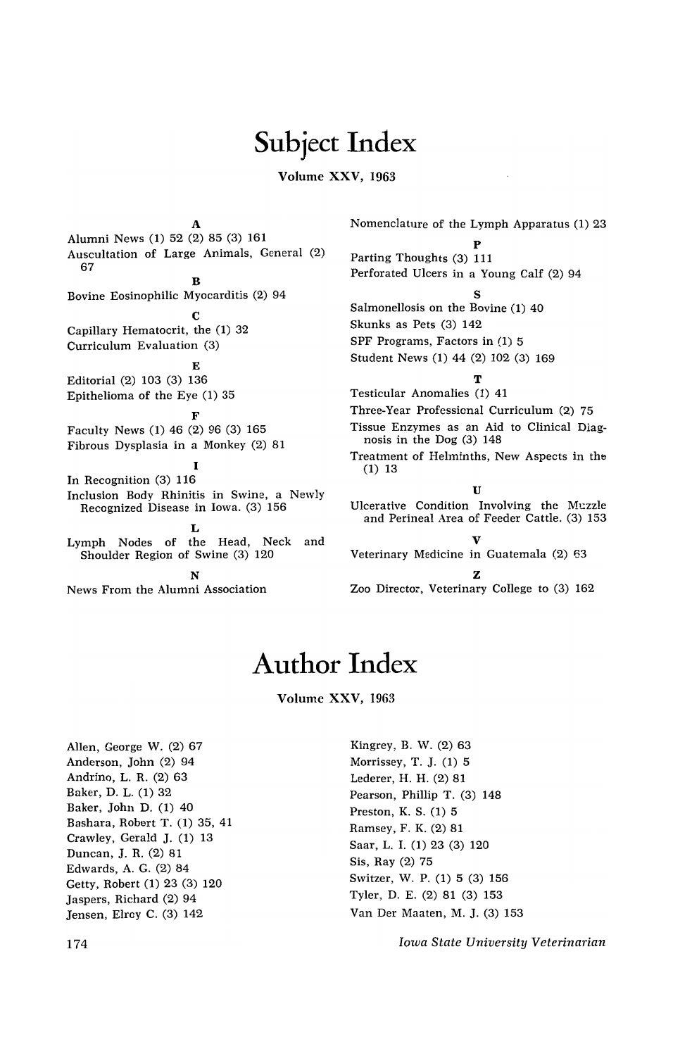# Subject Index

**Volume XXV, 1963**

**A**

Alumni News (1) 52 (2) 85 (3) 161

Auscultation of Large Animals, General (2) 67

**B**

Bovine Eosinophilic Myocarditis (2) 94

**C**

Capillary Hematocrit, the (1) 32

Curriculum Evaluation (3)

**E**

Editorial (2) 103 (3) 136

Epithelioma of the Eye (1) 35

**F**

Faculty News (1) 46 (2) 96 (3) 165

Fibrous Dysplasia in a Monkey (2) 81

**I**

In Recognition (3) 116

Inclusion Body Rhinitis in Swine, a Newly Recognized Disease in Iowa. (3) 156

**L**

Lymph Nodes of the Head, Neck and Shoulder Region of Swine (3) 120

**N**

News From the Alumni Association

Nomenclature of the Lymph Apparatus (1) 23

**P**

Parting Thoughts (3) 111

Perforated Ulcers in a Young Calf (2) 94

**S**

Salmonellosis on the Bovine (1) 40

Skunks as Pets (3) 142

SPF Programs, Factors in (1) 5

Student News (1) 44 (2) 102 (3) 169

**T**

Testicular Anomalies (1) 41

Three-Year Professional Curriculum (2) 75

Tissue Enzymes as an Aid to Clinical Diagnosis in the Dog (3) 148

Treatment of Helminths, New Aspects in the (1) 13

**U**

Ulcerative Condition Involving the Muzzle and Perineal Area of Feeder Cattle. (3) 153

**V**

Veterinary Medicine in Guatemala (2) 63

**Z**

Zoo Director, Veterinary College to (3) 162

# Author Index

**Volume XXV, 1963**

Allen, George W. (2) 67

Anderson, John (2) 94

Andrino, L. R. (2) 63

Baker, D. L. (1) 32

Baker, John D. (1) 40

Bashara, Robert T. (1) 35, 41

Crawley, Gerald J. (1) 13

Duncan, J. R. (2) 81

Edwards, A. G. (2) 84

Getty, Robert (1) 23 (3) 120

Jaspers, Richard (2) 94

Jensen, Elroy C. (3) 142

Kingrey, B. W. (2) 63

Morrissey, T. J. (1) 5

Lederer, H. H. (2) 81

Pearson, Phillip T. (3) 148

Preston, K. S. (1) 5

Ramsey, F. K. (2) 81

Saar, L. I. (1) 23 (3) 120

Sis, Ray (2) 75

Switzer, W. P. (1) 5 (3) 156

Tyler, D. E. (2) 81 (3) 153

Van Der Maaten, M. J. (3) 153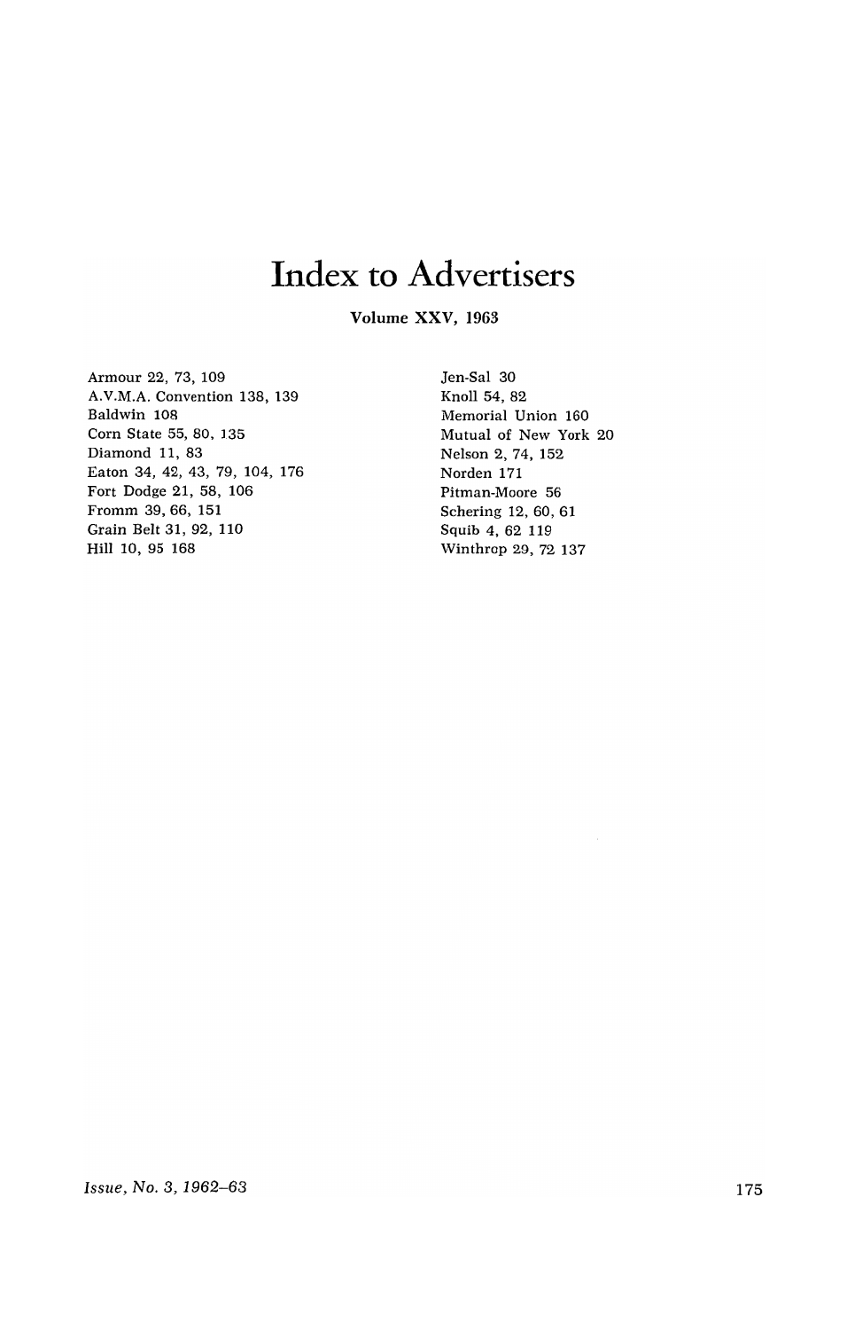# Index to Advertisers

**Volume XXV, 1963**

Armour 22, 73, 109
A.V.M.A. Convention 138, 139
Baldwin 108
Corn State 55, 80, 135
Diamond 11, 83
Eaton 34, 42, 43, 79, 104, 176
Fort Dodge 21, 58, 106
Fromm 39, 66, 151
Grain Belt 31, 92, 110
Hill 10, 95 168
Jen-Sal 30
Knoll 54, 82
Memorial Union 160
Mutual of New York 20
Nelson 2, 74, 152
Norden 171
Pitman-Moore 56
Schering 12, 60, 61
Squib 4, 62 119
Winthrop 29, 72 137